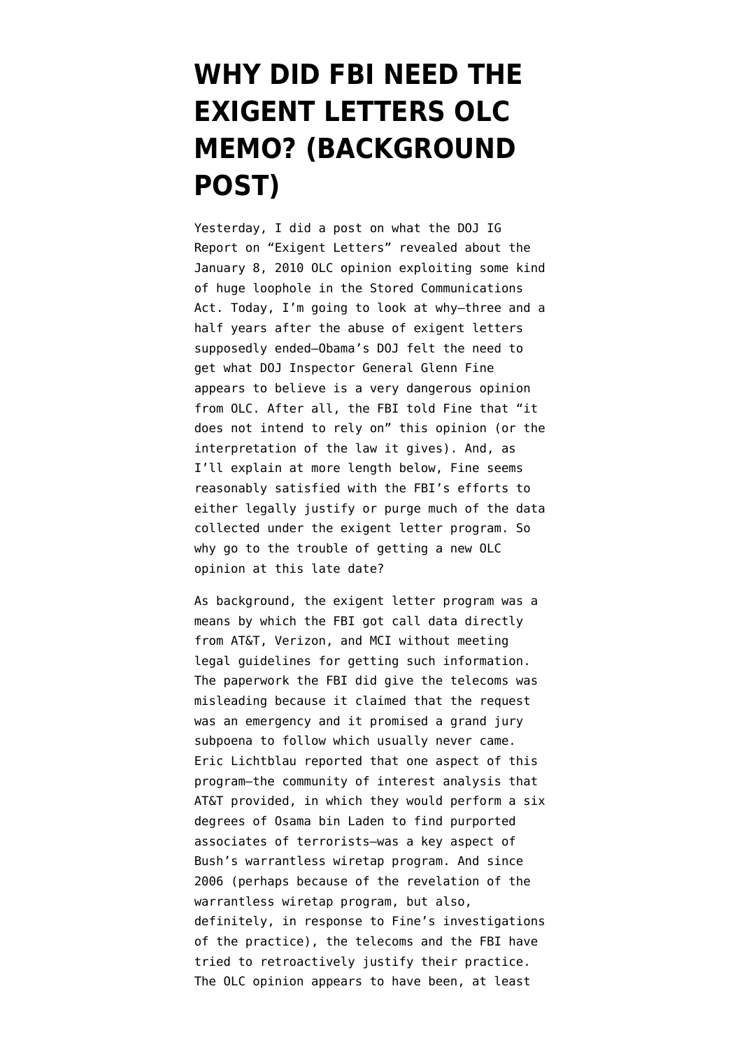# WHY DID FBI NEED THE EXIGENT LETTERS OLC MEMO? (BACKGROUND POST)

Yesterday, I did a post on what the DOJ IG Report on "Exigent Letters" revealed about the January 8, 2010 OLC opinion exploiting some kind of huge loophole in the Stored Communications Act. Today, I'm going to look at why–three and a half years after the abuse of exigent letters supposedly ended–Obama's DOJ felt the need to get what DOJ Inspector General Glenn Fine appears to believe is a very dangerous opinion from OLC. After all, the FBI told Fine that "it does not intend to rely on" this opinion (or the interpretation of the law it gives). And, as I'll explain at more length below, Fine seems reasonably satisfied with the FBI's efforts to either legally justify or purge much of the data collected under the exigent letter program. So why go to the trouble of getting a new OLC opinion at this late date?

As background, the exigent letter program was a means by which the FBI got call data directly from AT&T, Verizon, and MCI without meeting legal guidelines for getting such information. The paperwork the FBI did give the telecoms was misleading because it claimed that the request was an emergency and it promised a grand jury subpoena to follow which usually never came. Eric Lichtblau reported that one aspect of this program–the community of interest analysis that AT&T provided, in which they would perform a six degrees of Osama bin Laden to find purported associates of terrorists–was a key aspect of Bush's warrantless wiretap program. And since 2006 (perhaps because of the revelation of the warrantless wiretap program, but also, definitely, in response to Fine's investigations of the practice), the telecoms and the FBI have tried to retroactively justify their practice. The OLC opinion appears to have been, at least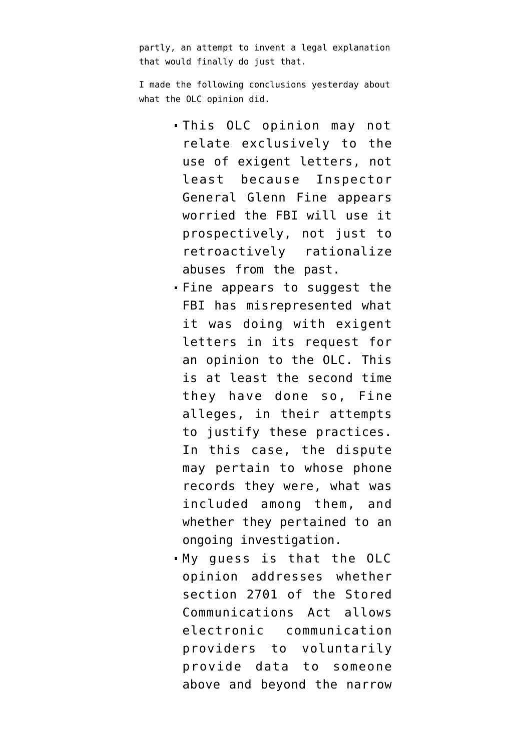partly, an attempt to invent a legal explanation that would finally do just that.

I made the following conclusions yesterday about what the OLC opinion did.

- This OLC opinion may not relate exclusively to the use of exigent letters, not least because Inspector General Glenn Fine appears worried the FBI will use it prospectively, not just to retroactively rationalize abuses from the past.
- Fine appears to suggest the FBI has misrepresented what it was doing with exigent letters in its request for an opinion to the OLC. This is at least the second time they have done so, Fine alleges, in their attempts to justify these practices. In this case, the dispute may pertain to whose phone records they were, what was included among them, and whether they pertained to an ongoing investigation.
- My guess is that the OLC opinion addresses whether section 2701 of the Stored Communications Act allows electronic communication providers to voluntarily provide data to someone above and beyond the narrow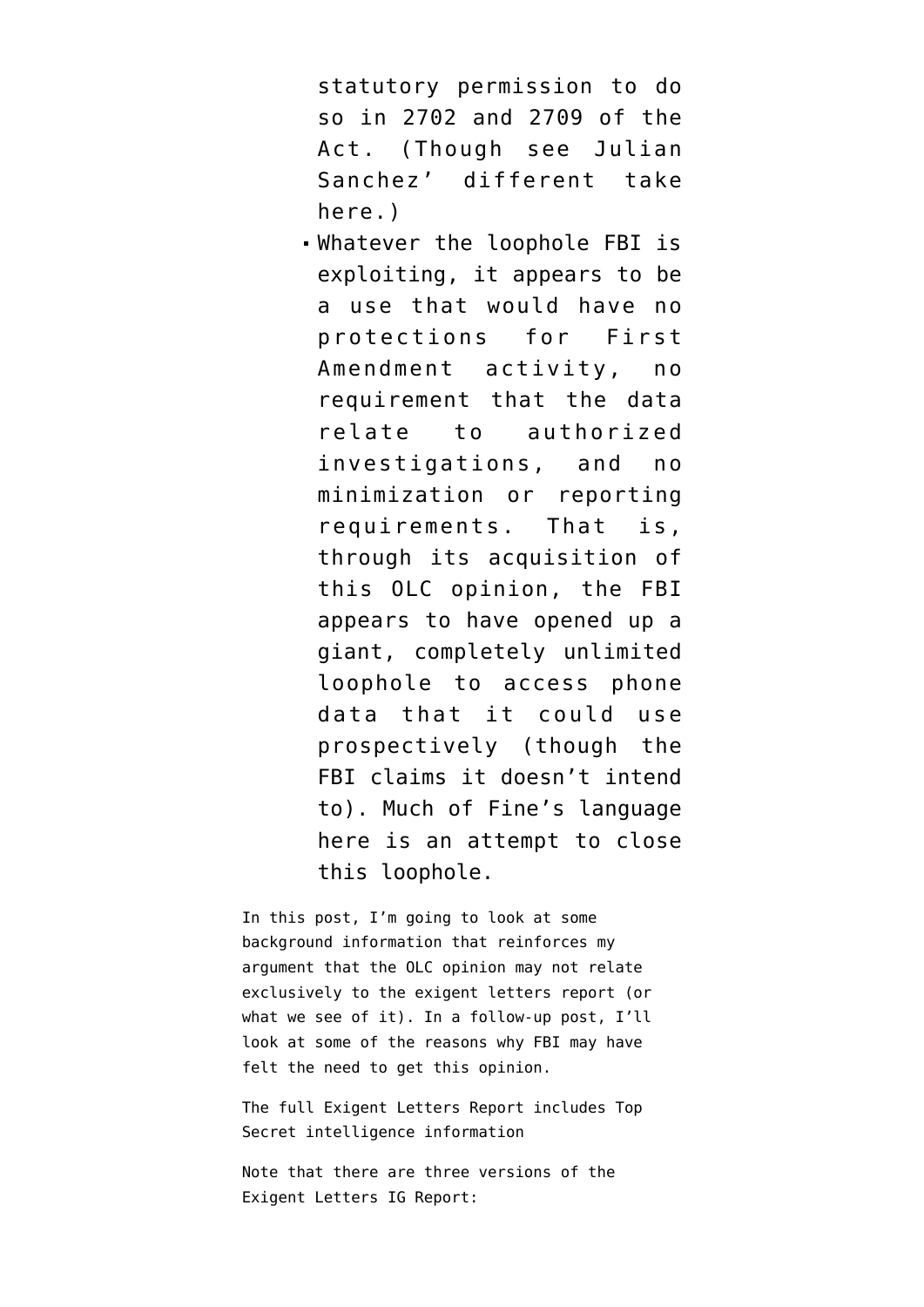statutory permission to do so in 2702 and 2709 of the Act. (Though see Julian Sanchez' different take here.)

- Whatever the loophole FBI is exploiting, it appears to be a use that would have no protections for First Amendment activity, no requirement that the data relate to authorized investigations, and no minimization or reporting requirements. That is, through its acquisition of this OLC opinion, the FBI appears to have opened up a giant, completely unlimited loophole to access phone data that it could use prospectively (though the FBI claims it doesn't intend to). Much of Fine's language here is an attempt to close this loophole.

In this post, I'm going to look at some background information that reinforces my argument that the OLC opinion may not relate exclusively to the exigent letters report (or what we see of it). In a follow-up post, I'll look at some of the reasons why FBI may have felt the need to get this opinion.

The full Exigent Letters Report includes Top Secret intelligence information

Note that there are three versions of the Exigent Letters IG Report: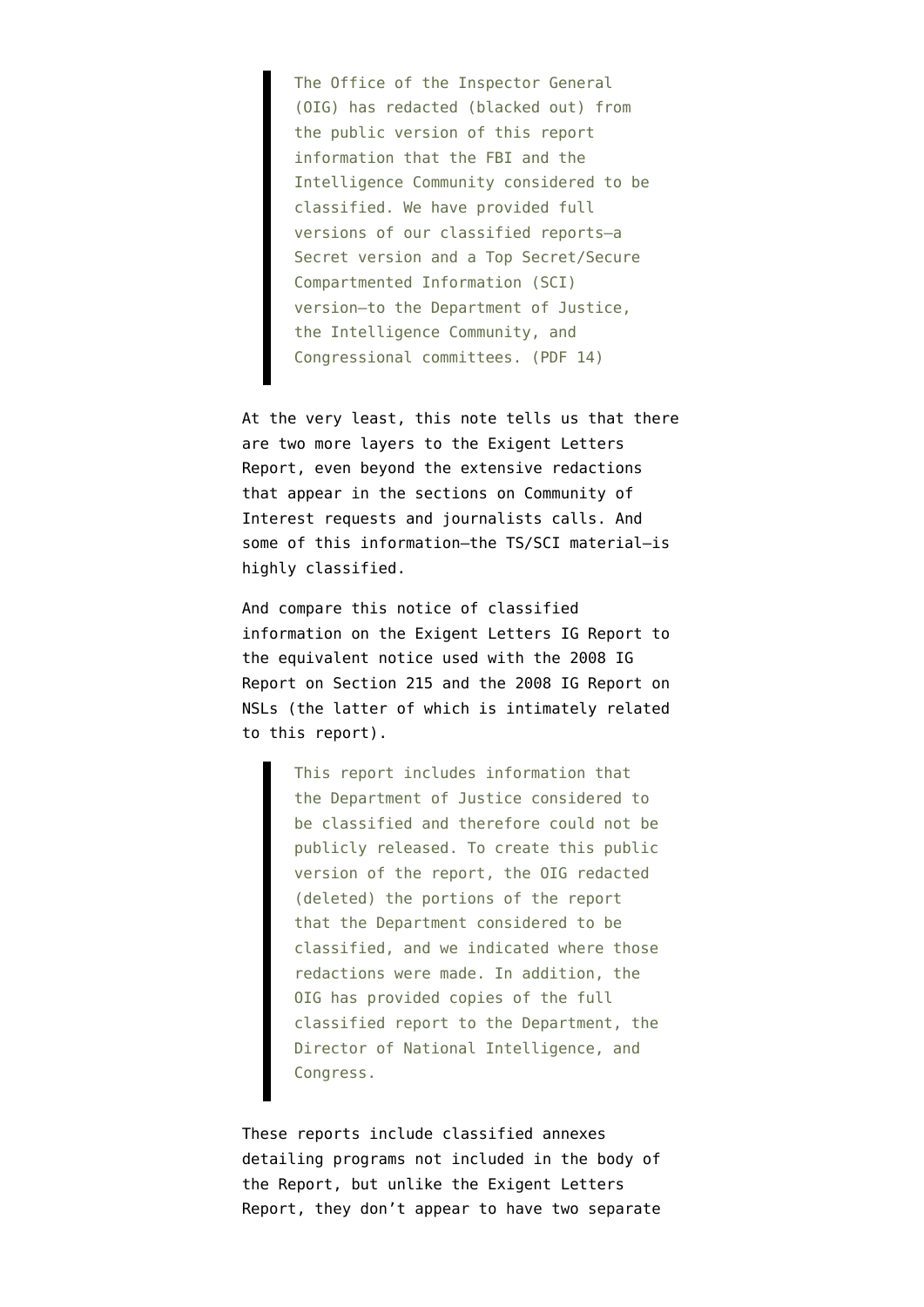> The Office of the Inspector General (OIG) has redacted (blacked out) from the public version of this report information that the FBI and the Intelligence Community considered to be classified. We have provided full versions of our classified reports—a Secret version and a Top Secret/Secure Compartmented Information (SCI) version—to the Department of Justice, the Intelligence Community, and Congressional committees. (PDF 14)

At the very least, this note tells us that there are two more layers to the Exigent Letters Report, even beyond the extensive redactions that appear in the sections on Community of Interest requests and journalists calls. And some of this information—the TS/SCI material—is highly classified.

And compare this notice of classified information on the Exigent Letters IG Report to the equivalent notice used with the 2008 IG Report on Section 215 and the 2008 IG Report on NSLs (the latter of which is intimately related to this report).

> This report includes information that the Department of Justice considered to be classified and therefore could not be publicly released. To create this public version of the report, the OIG redacted (deleted) the portions of the report that the Department considered to be classified, and we indicated where those redactions were made. In addition, the OIG has provided copies of the full classified report to the Department, the Director of National Intelligence, and Congress.

These reports include classified annexes detailing programs not included in the body of the Report, but unlike the Exigent Letters Report, they don't appear to have two separate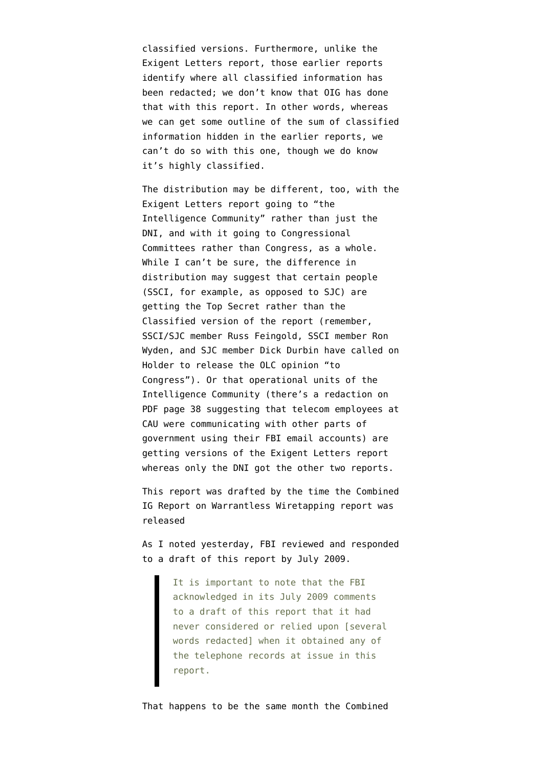classified versions. Furthermore, unlike the Exigent Letters report, those earlier reports identify where all classified information has been redacted; we don't know that OIG has done that with this report. In other words, whereas we can get some outline of the sum of classified information hidden in the earlier reports, we can't do so with this one, though we do know it's highly classified.

The distribution may be different, too, with the Exigent Letters report going to "the Intelligence Community" rather than just the DNI, and with it going to Congressional Committees rather than Congress, as a whole. While I can't be sure, the difference in distribution may suggest that certain people (SSCI, for example, as opposed to SJC) are getting the Top Secret rather than the Classified version of the report (remember, SSCI/SJC member Russ Feingold, SSCI member Ron Wyden, and SJC member Dick Durbin have called on Holder to release the OLC opinion "to Congress"). Or that operational units of the Intelligence Community (there's a redaction on PDF page 38 suggesting that telecom employees at CAU were communicating with other parts of government using their FBI email accounts) are getting versions of the Exigent Letters report whereas only the DNI got the other two reports.

This report was drafted by the time the Combined IG Report on Warrantless Wiretapping report was released

As I noted yesterday, FBI reviewed and responded to a draft of this report by July 2009.

> It is important to note that the FBI acknowledged in its July 2009 comments to a draft of this report that it had never considered or relied upon [several words redacted] when it obtained any of the telephone records at issue in this report.

That happens to be the same month the Combined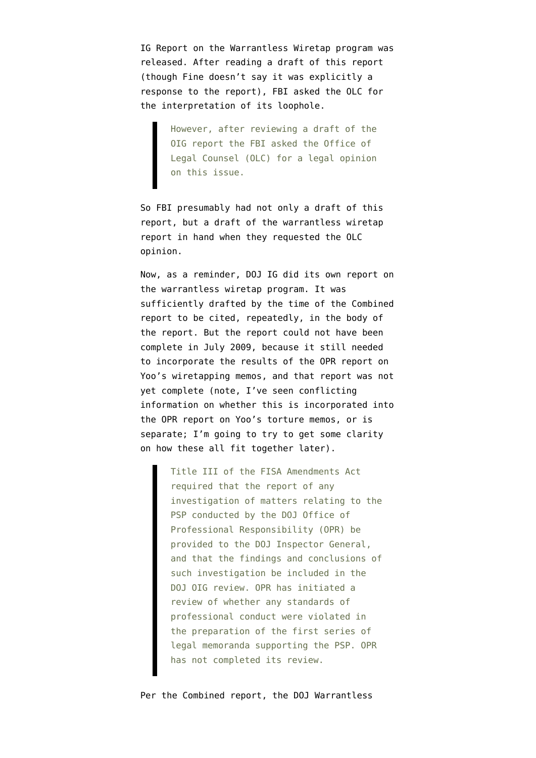IG Report on the Warrantless Wiretap program was released. After reading a draft of this report (though Fine doesn't say it was explicitly a response to the report), FBI asked the OLC for the interpretation of its loophole.

> However, after reviewing a draft of the OIG report the FBI asked the Office of Legal Counsel (OLC) for a legal opinion on this issue.

So FBI presumably had not only a draft of this report, but a draft of the warrantless wiretap report in hand when they requested the OLC opinion.

Now, as a reminder, DOJ IG did its own report on the warrantless wiretap program. It was sufficiently drafted by the time of the Combined report to be cited, repeatedly, in the body of the report. But the report could not have been complete in July 2009, because it still needed to incorporate the results of the OPR report on Yoo's wiretapping memos, and that report was not yet complete (note, I've seen conflicting information on whether this is incorporated into the OPR report on Yoo's torture memos, or is separate; I'm going to try to get some clarity on how these all fit together later).

> Title III of the FISA Amendments Act required that the report of any investigation of matters relating to the PSP conducted by the DOJ Office of Professional Responsibility (OPR) be provided to the DOJ Inspector General, and that the findings and conclusions of such investigation be included in the DOJ OIG review. OPR has initiated a review of whether any standards of professional conduct were violated in the preparation of the first series of legal memoranda supporting the PSP. OPR has not completed its review.

Per the Combined report, the DOJ Warrantless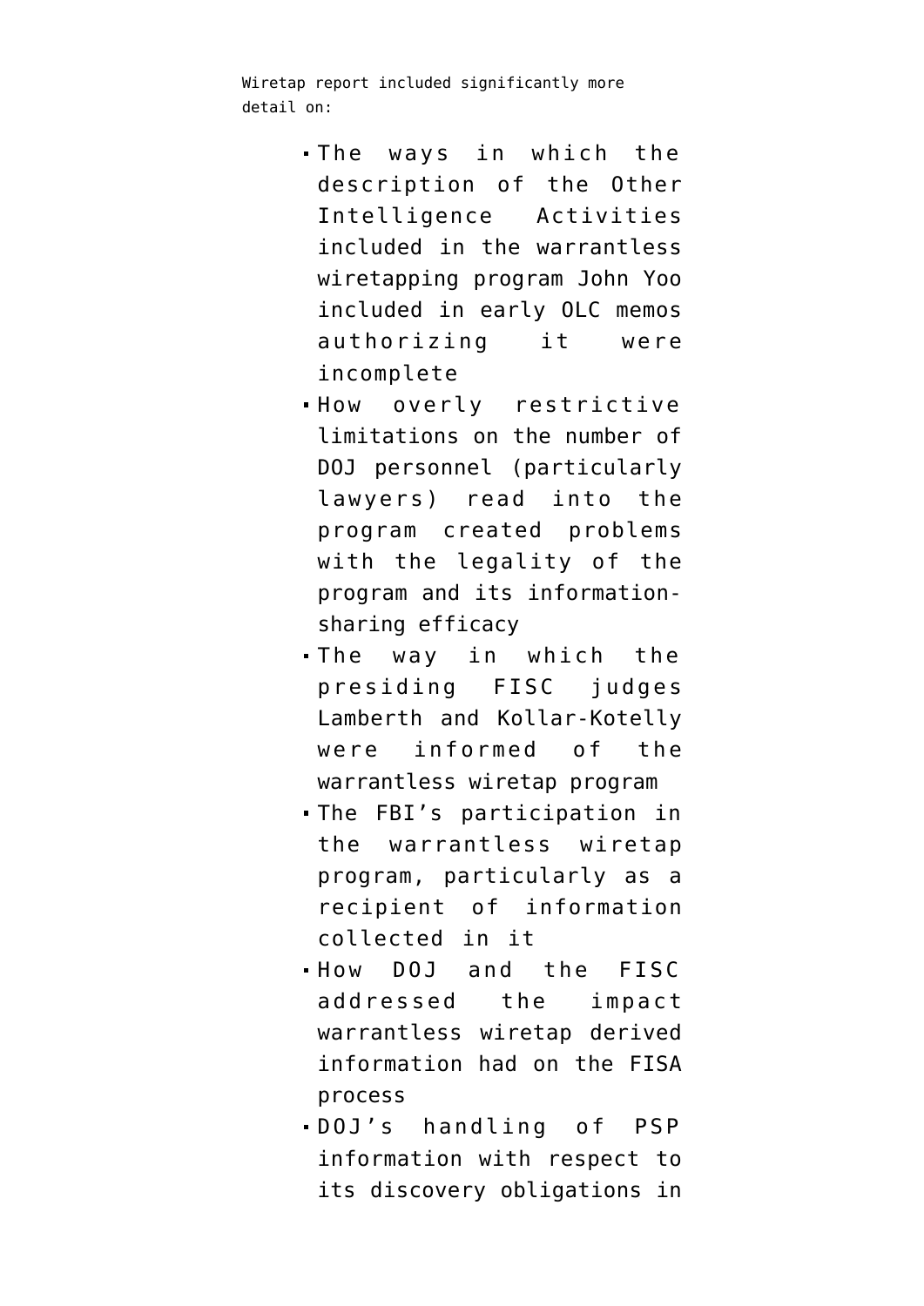Wiretap report included significantly more detail on:

- The ways in which the description of the Other Intelligence Activities included in the warrantless wiretapping program John Yoo included in early OLC memos authorizing it were incomplete
- How overly restrictive limitations on the number of DOJ personnel (particularly lawyers) read into the program created problems with the legality of the program and its information-sharing efficacy
- The way in which the presiding FISC judges Lamberth and Kollar-Kotelly were informed of the warrantless wiretap program
- The FBI's participation in the warrantless wiretap program, particularly as a recipient of information collected in it
- How DOJ and the FISC addressed the impact warrantless wiretap derived information had on the FISA process
- DOJ's handling of PSP information with respect to its discovery obligations in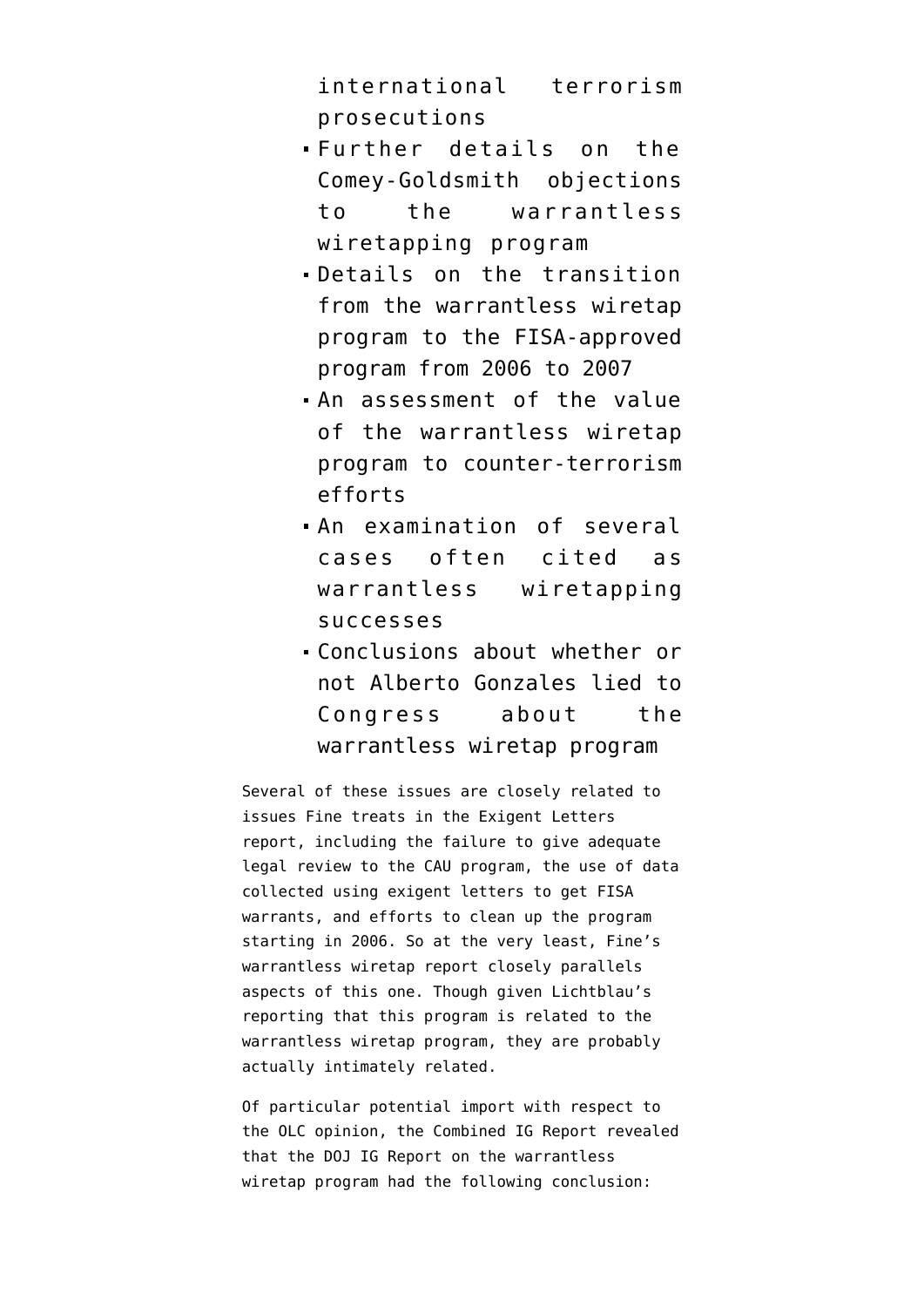international terrorism prosecutions

- Further details on the Comey-Goldsmith objections to the warrantless wiretapping program
- Details on the transition from the warrantless wiretap program to the FISA-approved program from 2006 to 2007
- An assessment of the value of the warrantless wiretap program to counter-terrorism efforts
- An examination of several cases often cited as warrantless wiretapping successes
- Conclusions about whether or not Alberto Gonzales lied to Congress about the warrantless wiretap program

Several of these issues are closely related to issues Fine treats in the Exigent Letters report, including the failure to give adequate legal review to the CAU program, the use of data collected using exigent letters to get FISA warrants, and efforts to clean up the program starting in 2006. So at the very least, Fine's warrantless wiretap report closely parallels aspects of this one. Though given Lichtblau's reporting that this program is related to the warrantless wiretap program, they are probably actually intimately related.

Of particular potential import with respect to the OLC opinion, the Combined IG Report revealed that the DOJ IG Report on the warrantless wiretap program had the following conclusion: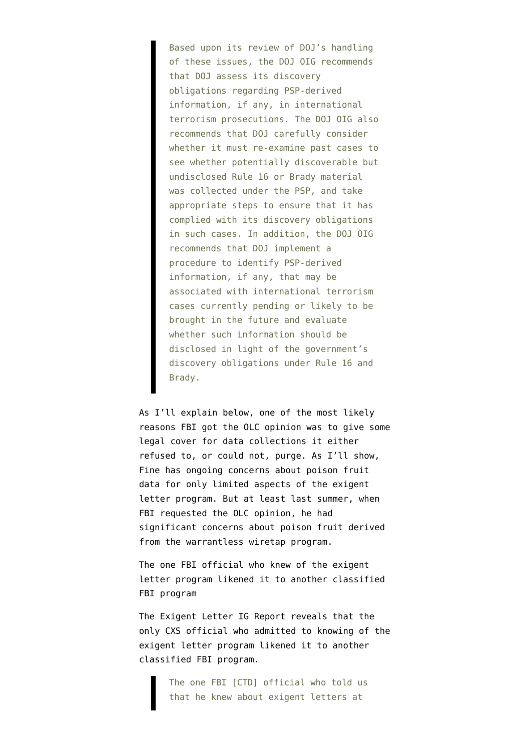> Based upon its review of DOJ's handling of these issues, the DOJ OIG recommends that DOJ assess its discovery obligations regarding PSP-derived information, if any, in international terrorism prosecutions. The DOJ OIG also recommends that DOJ carefully consider whether it must re-examine past cases to see whether potentially discoverable but undisclosed Rule 16 or Brady material was collected under the PSP, and take appropriate steps to ensure that it has complied with its discovery obligations in such cases. In addition, the DOJ OIG recommends that DOJ implement a procedure to identify PSP-derived information, if any, that may be associated with international terrorism cases currently pending or likely to be brought in the future and evaluate whether such information should be disclosed in light of the government's discovery obligations under Rule 16 and Brady.

As I'll explain below, one of the most likely reasons FBI got the OLC opinion was to give some legal cover for data collections it either refused to, or could not, purge. As I'll show, Fine has ongoing concerns about poison fruit data for only limited aspects of the exigent letter program. But at least last summer, when FBI requested the OLC opinion, he had significant concerns about poison fruit derived from the warrantless wiretap program.

The one FBI official who knew of the exigent letter program likened it to another classified FBI program

The Exigent Letter IG Report reveals that the only CXS official who admitted to knowing of the exigent letter program likened it to another classified FBI program.

> The one FBI [CTD] official who told us that he knew about exigent letters at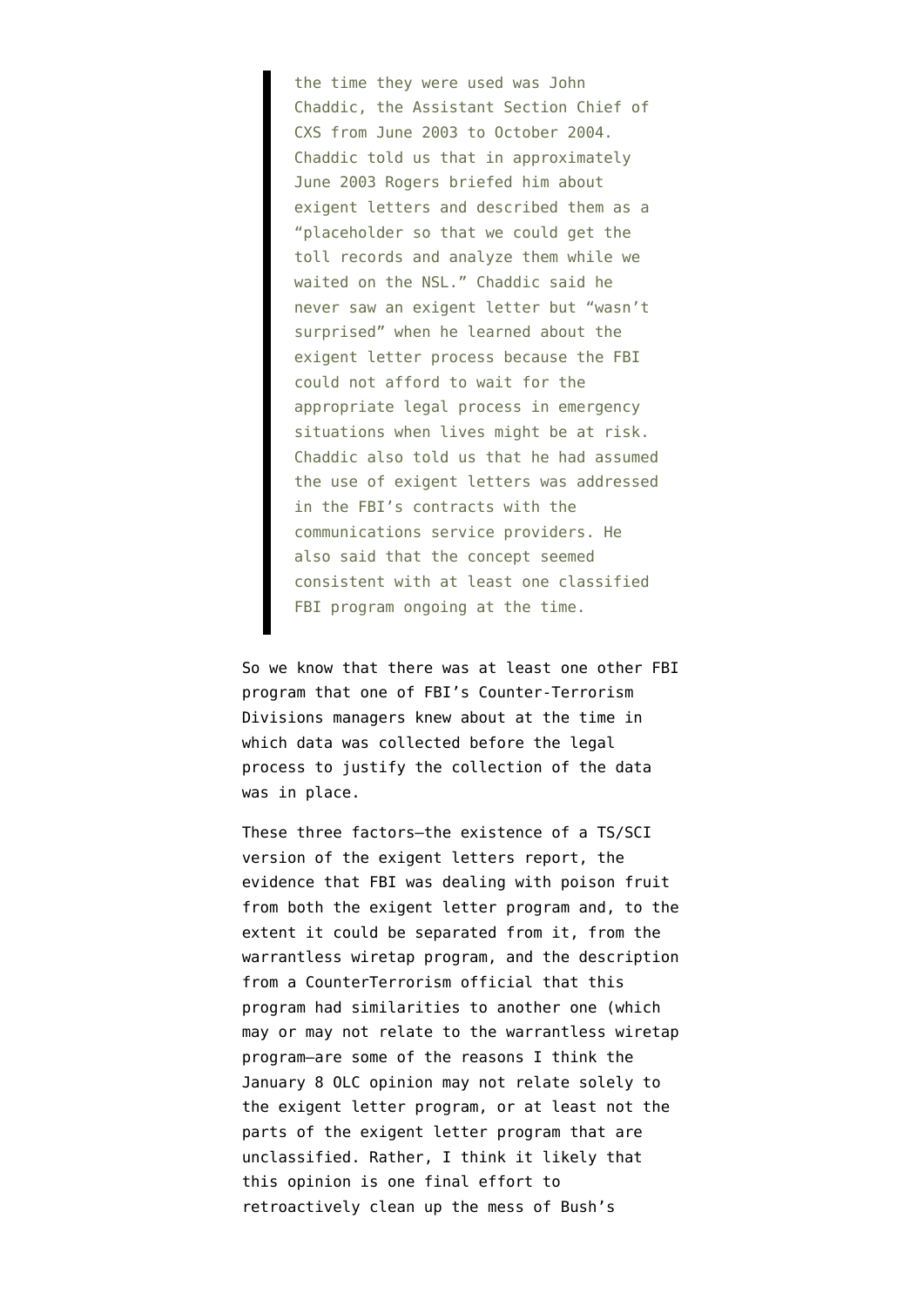> the time they were used was John Chaddic, the Assistant Section Chief of CXS from June 2003 to October 2004. Chaddic told us that in approximately June 2003 Rogers briefed him about exigent letters and described them as a "placeholder so that we could get the toll records and analyze them while we waited on the NSL." Chaddic said he never saw an exigent letter but "wasn't surprised" when he learned about the exigent letter process because the FBI could not afford to wait for the appropriate legal process in emergency situations when lives might be at risk. Chaddic also told us that he had assumed the use of exigent letters was addressed in the FBI's contracts with the communications service providers. He also said that the concept seemed consistent with at least one classified FBI program ongoing at the time.

So we know that there was at least one other FBI program that one of FBI's Counter-Terrorism Divisions managers knew about at the time in which data was collected before the legal process to justify the collection of the data was in place.

These three factors–the existence of a TS/SCI version of the exigent letters report, the evidence that FBI was dealing with poison fruit from both the exigent letter program and, to the extent it could be separated from it, from the warrantless wiretap program, and the description from a CounterTerrorism official that this program had similarities to another one (which may or may not relate to the warrantless wiretap program–are some of the reasons I think the January 8 OLC opinion may not relate solely to the exigent letter program, or at least not the parts of the exigent letter program that are unclassified. Rather, I think it likely that this opinion is one final effort to retroactively clean up the mess of Bush's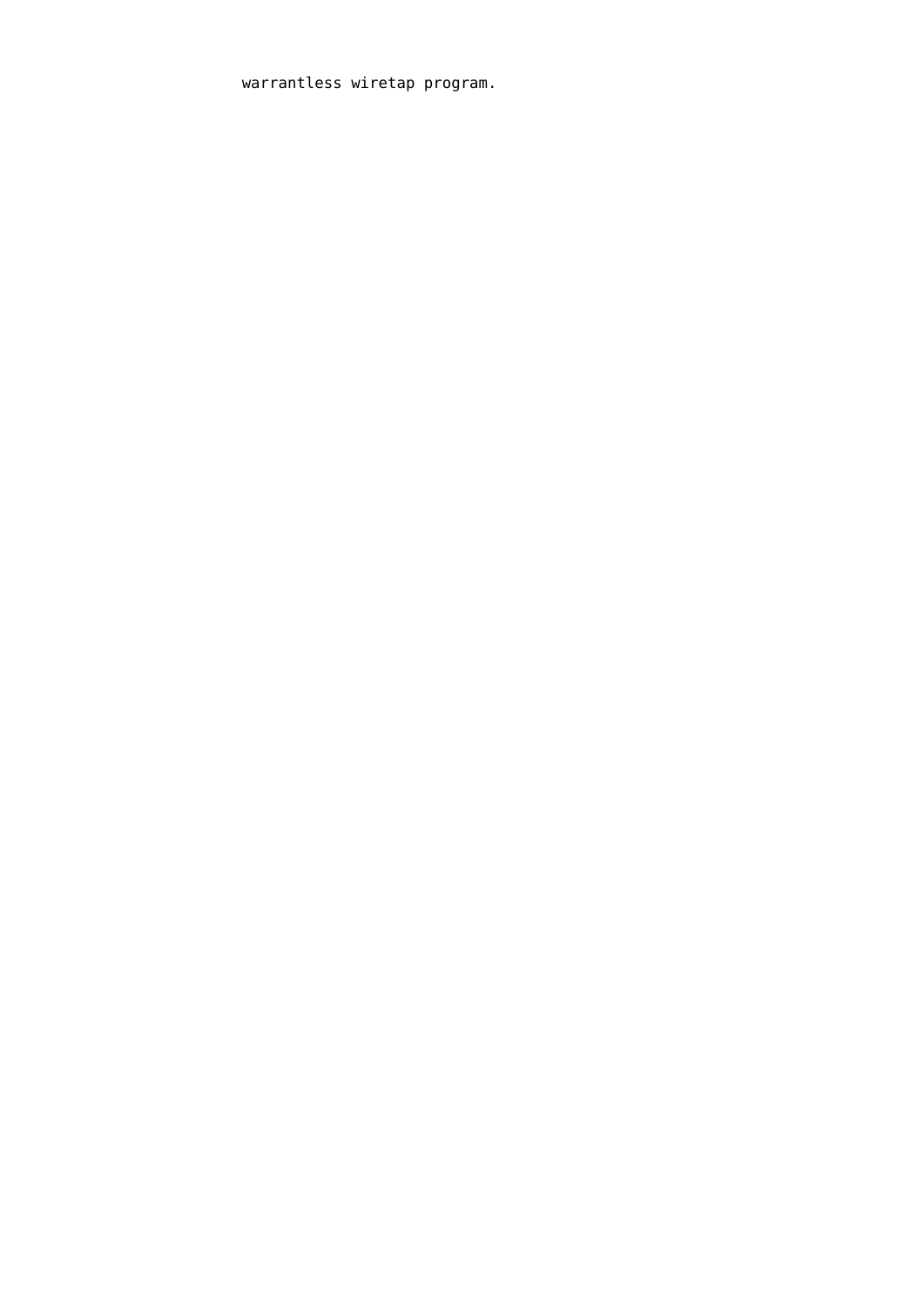warrantless wiretap program.